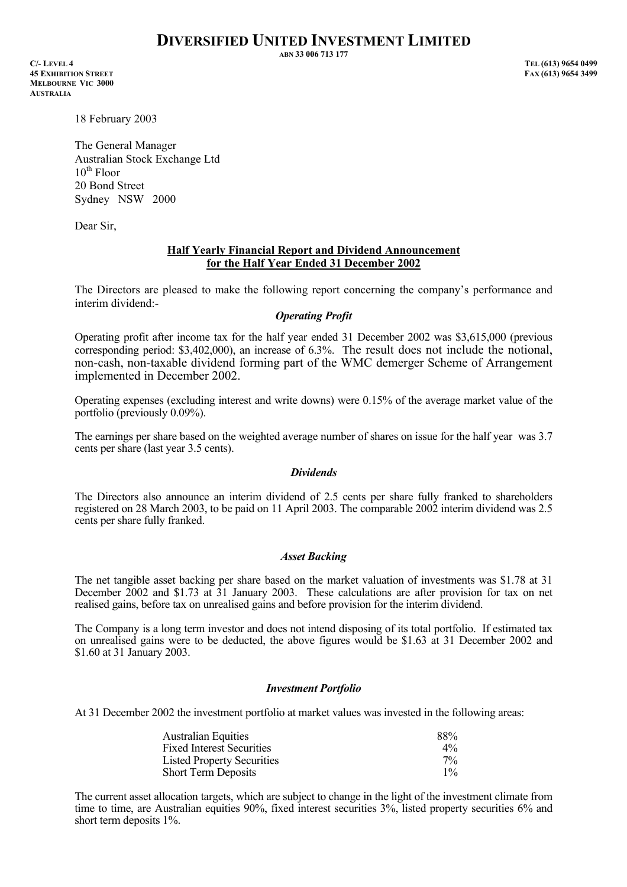# DIVERSIFIED UNITED INVESTMENT LIMITED

**ABN 33 006 713 177**

**C/- LEVEL 4**
**45 EXHIBITION STREET**
**MELBOURNE VIC 3000**
**AUSTRALIA**

**TEL (613) 9654 0499**
**FAX (613) 9654 3499**

18 February 2003

The General Manager
Australian Stock Exchange Ltd
10th Floor
20 Bond Street
Sydney NSW 2000

Dear Sir,

**Half Yearly Financial Report and Dividend Announcement for the Half Year Ended 31 December 2002**

The Directors are pleased to make the following report concerning the company's performance and interim dividend:-

### *Operating Profit*

Operating profit after income tax for the half year ended 31 December 2002 was $3,615,000 (previous corresponding period: $3,402,000), an increase of 6.3%. The result does not include the notional, non-cash, non-taxable dividend forming part of the WMC demerger Scheme of Arrangement implemented in December 2002.

Operating expenses (excluding interest and write downs) were 0.15% of the average market value of the portfolio (previously 0.09%).

The earnings per share based on the weighted average number of shares on issue for the half year was 3.7 cents per share (last year 3.5 cents).

### *Dividends*

The Directors also announce an interim dividend of 2.5 cents per share fully franked to shareholders registered on 28 March 2003, to be paid on 11 April 2003. The comparable 2002 interim dividend was 2.5 cents per share fully franked.

### *Asset Backing*

The net tangible asset backing per share based on the market valuation of investments was $1.78 at 31 December 2002 and $1.73 at 31 January 2003. These calculations are after provision for tax on net realised gains, before tax on unrealised gains and before provision for the interim dividend.

The Company is a long term investor and does not intend disposing of its total portfolio. If estimated tax on unrealised gains were to be deducted, the above figures would be $1.63 at 31 December 2002 and $1.60 at 31 January 2003.

### *Investment Portfolio*

At 31 December 2002 the investment portfolio at market values was invested in the following areas:

| | |
|---|---|
| Australian Equities | 88% |
| Fixed Interest Securities | 4% |
| Listed Property Securities | 7% |
| Short Term Deposits | 1% |

The current asset allocation targets, which are subject to change in the light of the investment climate from time to time, are Australian equities 90%, fixed interest securities 3%, listed property securities 6% and short term deposits 1%.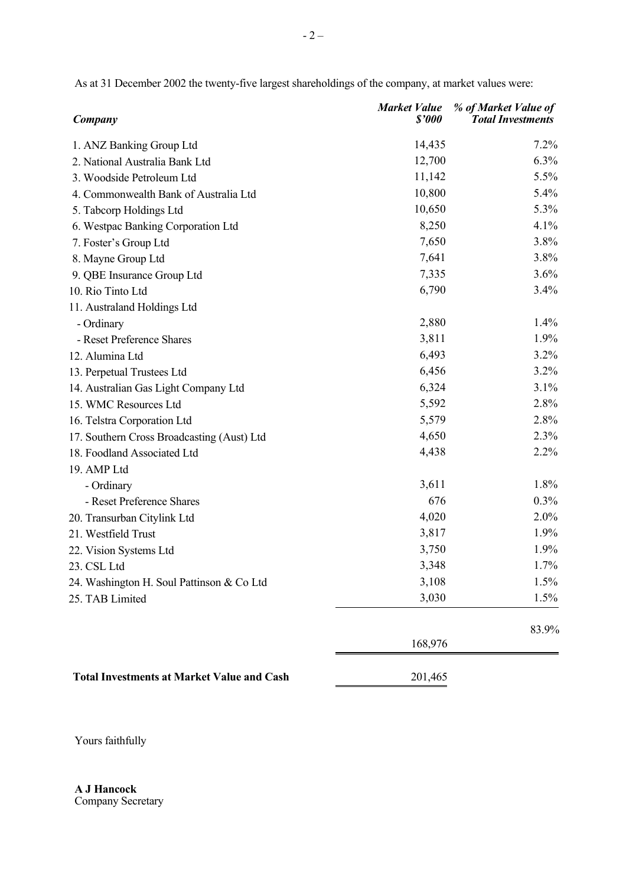As at 31 December 2002 the twenty-five largest shareholdings of the company, at market values were:

| ***Company*** | ***Market Value $'000*** | ***% of Market Value of Total Investments*** |
|---|---|---|
| 1. ANZ Banking Group Ltd | 14,435 | 7.2% |
| 2. National Australia Bank Ltd | 12,700 | 6.3% |
| 3. Woodside Petroleum Ltd | 11,142 | 5.5% |
| 4. Commonwealth Bank of Australia Ltd | 10,800 | 5.4% |
| 5. Tabcorp Holdings Ltd | 10,650 | 5.3% |
| 6. Westpac Banking Corporation Ltd | 8,250 | 4.1% |
| 7. Foster's Group Ltd | 7,650 | 3.8% |
| 8. Mayne Group Ltd | 7,641 | 3.8% |
| 9. QBE Insurance Group Ltd | 7,335 | 3.6% |
| 10. Rio Tinto Ltd | 6,790 | 3.4% |
| 11. Australand Holdings Ltd | | |
| - Ordinary | 2,880 | 1.4% |
| - Reset Preference Shares | 3,811 | 1.9% |
| 12. Alumina Ltd | 6,493 | 3.2% |
| 13. Perpetual Trustees Ltd | 6,456 | 3.2% |
| 14. Australian Gas Light Company Ltd | 6,324 | 3.1% |
| 15. WMC Resources Ltd | 5,592 | 2.8% |
| 16. Telstra Corporation Ltd | 5,579 | 2.8% |
| 17. Southern Cross Broadcasting (Aust) Ltd | 4,650 | 2.3% |
| 18. Foodland Associated Ltd | 4,438 | 2.2% |
| 19. AMP Ltd | | |
| - Ordinary | 3,611 | 1.8% |
| - Reset Preference Shares | 676 | 0.3% |
| 20. Transurban Citylink Ltd | 4,020 | 2.0% |
| 21. Westfield Trust | 3,817 | 1.9% |
| 22. Vision Systems Ltd | 3,750 | 1.9% |
| 23. CSL Ltd | 3,348 | 1.7% |
| 24. Washington H. Soul Pattinson & Co Ltd | 3,108 | 1.5% |
| 25. TAB Limited | 3,030 | 1.5% |
| | 168,976 | 83.9% |
| **Total Investments at Market Value and Cash** | 201,465 | |

Yours faithfully

**A J Hancock**
Company Secretary